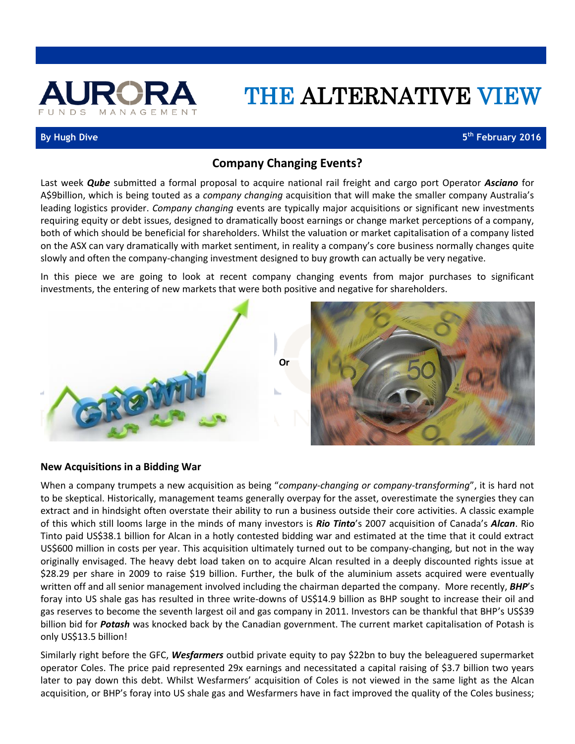# THE ALTERNATIVE VIEW

By Hugh Dive

5th February 2016

## Company Changing Events?

Last week ***Qube*** submitted a formal proposal to acquire national rail freight and cargo port Operator ***Asciano*** for A$9billion, which is being touted as a *company changing* acquisition that will make the smaller company Australia's leading logistics provider. *Company changing* events are typically major acquisitions or significant new investments requiring equity or debt issues, designed to dramatically boost earnings or change market perceptions of a company, both of which should be beneficial for shareholders. Whilst the valuation or market capitalisation of a company listed on the ASX can vary dramatically with market sentiment, in reality a company's core business normally changes quite slowly and often the company-changing investment designed to buy growth can actually be very negative.

In this piece we are going to look at recent company changing events from major purchases to significant investments, the entering of new markets that were both positive and negative for shareholders.

Or

### New Acquisitions in a Bidding War

When a company trumpets a new acquisition as being "*company-changing or company-transforming*", it is hard not to be skeptical. Historically, management teams generally overpay for the asset, overestimate the synergies they can extract and in hindsight often overstate their ability to run a business outside their core activities. A classic example of this which still looms large in the minds of many investors is ***Rio Tinto***'s 2007 acquisition of Canada's ***Alcan***. Rio Tinto paid US$38.1 billion for Alcan in a hotly contested bidding war and estimated at the time that it could extract US$600 million in costs per year. This acquisition ultimately turned out to be company-changing, but not in the way originally envisaged. The heavy debt load taken on to acquire Alcan resulted in a deeply discounted rights issue at $28.29 per share in 2009 to raise $19 billion. Further, the bulk of the aluminium assets acquired were eventually written off and all senior management involved including the chairman departed the company. More recently, ***BHP***'s foray into US shale gas has resulted in three write-downs of US$14.9 billion as BHP sought to increase their oil and gas reserves to become the seventh largest oil and gas company in 2011. Investors can be thankful that BHP's US$39 billion bid for ***Potash*** was knocked back by the Canadian government. The current market capitalisation of Potash is only US$13.5 billion!

Similarly right before the GFC, ***Wesfarmers*** outbid private equity to pay $22bn to buy the beleaguered supermarket operator Coles. The price paid represented 29x earnings and necessitated a capital raising of $3.7 billion two years later to pay down this debt. Whilst Wesfarmers' acquisition of Coles is not viewed in the same light as the Alcan acquisition, or BHP's foray into US shale gas and Wesfarmers have in fact improved the quality of the Coles business;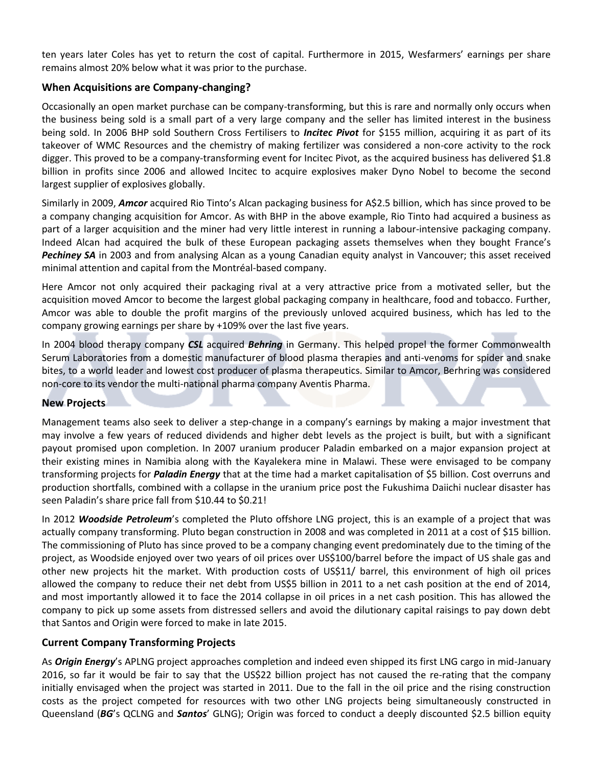ten years later Coles has yet to return the cost of capital. Furthermore in 2015, Wesfarmers' earnings per share remains almost 20% below what it was prior to the purchase.

### When Acquisitions are Company-changing?

Occasionally an open market purchase can be company-transforming, but this is rare and normally only occurs when the business being sold is a small part of a very large company and the seller has limited interest in the business being sold. In 2006 BHP sold Southern Cross Fertilisers to ***Incitec Pivot*** for $155 million, acquiring it as part of its takeover of WMC Resources and the chemistry of making fertilizer was considered a non-core activity to the rock digger. This proved to be a company-transforming event for Incitec Pivot, as the acquired business has delivered $1.8 billion in profits since 2006 and allowed Incitec to acquire explosives maker Dyno Nobel to become the second largest supplier of explosives globally.

Similarly in 2009, ***Amcor*** acquired Rio Tinto's Alcan packaging business for A$2.5 billion, which has since proved to be a company changing acquisition for Amcor. As with BHP in the above example, Rio Tinto had acquired a business as part of a larger acquisition and the miner had very little interest in running a labour-intensive packaging company. Indeed Alcan had acquired the bulk of these European packaging assets themselves when they bought France's ***Pechiney SA*** in 2003 and from analysing Alcan as a young Canadian equity analyst in Vancouver; this asset received minimal attention and capital from the Montréal-based company.

Here Amcor not only acquired their packaging rival at a very attractive price from a motivated seller, but the acquisition moved Amcor to become the largest global packaging company in healthcare, food and tobacco. Further, Amcor was able to double the profit margins of the previously unloved acquired business, which has led to the company growing earnings per share by +109% over the last five years.

In 2004 blood therapy company ***CSL*** acquired ***Behring*** in Germany. This helped propel the former Commonwealth Serum Laboratories from a domestic manufacturer of blood plasma therapies and anti-venoms for spider and snake bites, to a world leader and lowest cost producer of plasma therapeutics. Similar to Amcor, Berhring was considered non-core to its vendor the multi-national pharma company Aventis Pharma.

### New Projects

Management teams also seek to deliver a step-change in a company's earnings by making a major investment that may involve a few years of reduced dividends and higher debt levels as the project is built, but with a significant payout promised upon completion. In 2007 uranium producer Paladin embarked on a major expansion project at their existing mines in Namibia along with the Kayalekera mine in Malawi. These were envisaged to be company transforming projects for ***Paladin Energy*** that at the time had a market capitalisation of $5 billion. Cost overruns and production shortfalls, combined with a collapse in the uranium price post the Fukushima Daiichi nuclear disaster has seen Paladin's share price fall from $10.44 to $0.21!

In 2012 ***Woodside Petroleum***'s completed the Pluto offshore LNG project, this is an example of a project that was actually company transforming. Pluto began construction in 2008 and was completed in 2011 at a cost of $15 billion. The commissioning of Pluto has since proved to be a company changing event predominately due to the timing of the project, as Woodside enjoyed over two years of oil prices over US$100/barrel before the impact of US shale gas and other new projects hit the market. With production costs of US$11/ barrel, this environment of high oil prices allowed the company to reduce their net debt from US$5 billion in 2011 to a net cash position at the end of 2014, and most importantly allowed it to face the 2014 collapse in oil prices in a net cash position. This has allowed the company to pick up some assets from distressed sellers and avoid the dilutionary capital raisings to pay down debt that Santos and Origin were forced to make in late 2015.

### Current Company Transforming Projects

As ***Origin Energy***'s APLNG project approaches completion and indeed even shipped its first LNG cargo in mid-January 2016, so far it would be fair to say that the US$22 billion project has not caused the re-rating that the company initially envisaged when the project was started in 2011. Due to the fall in the oil price and the rising construction costs as the project competed for resources with two other LNG projects being simultaneously constructed in Queensland (***BG***'s QCLNG and ***Santos***' GLNG); Origin was forced to conduct a deeply discounted $2.5 billion equity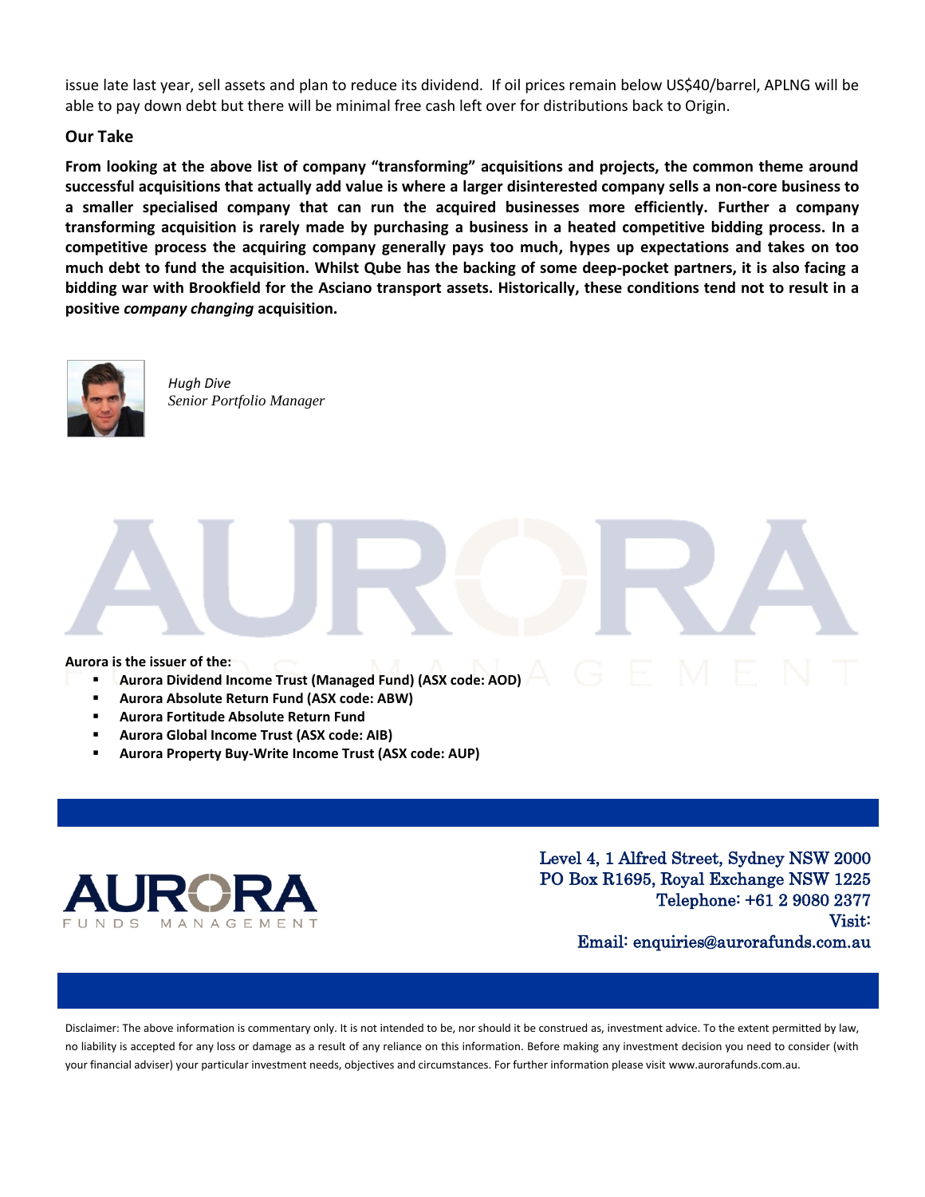issue late last year, sell assets and plan to reduce its dividend. If oil prices remain below US$40/barrel, APLNG will be able to pay down debt but there will be minimal free cash left over for distributions back to Origin.

### Our Take

**From looking at the above list of company "transforming" acquisitions and projects, the common theme around successful acquisitions that actually add value is where a larger disinterested company sells a non-core business to a smaller specialised company that can run the acquired businesses more efficiently. Further a company transforming acquisition is rarely made by purchasing a business in a heated competitive bidding process. In a competitive process the acquiring company generally pays too much, hypes up expectations and takes on too much debt to fund the acquisition. Whilst Qube has the backing of some deep-pocket partners, it is also facing a bidding war with Brookfield for the Asciano transport assets. Historically, these conditions tend not to result in a positive *company changing* acquisition.**

*Hugh Dive*
*Senior Portfolio Manager*

**Aurora is the issuer of the:**

- **Aurora Dividend Income Trust (Managed Fund) (ASX code: AOD)**
- **Aurora Absolute Return Fund (ASX code: ABW)**
- **Aurora Fortitude Absolute Return Fund**
- **Aurora Global Income Trust (ASX code: AIB)**
- **Aurora Property Buy-Write Income Trust (ASX code: AUP)**

AURORA
FUNDS MANAGEMENT

Level 4, 1 Alfred Street, Sydney NSW 2000
PO Box R1695, Royal Exchange NSW 1225
Telephone: +61 2 9080 2377
Visit:
Email: enquiries@aurorafunds.com.au

Disclaimer: The above information is commentary only. It is not intended to be, nor should it be construed as, investment advice. To the extent permitted by law, no liability is accepted for any loss or damage as a result of any reliance on this information. Before making any investment decision you need to consider (with your financial adviser) your particular investment needs, objectives and circumstances. For further information please visit www.aurorafunds.com.au.